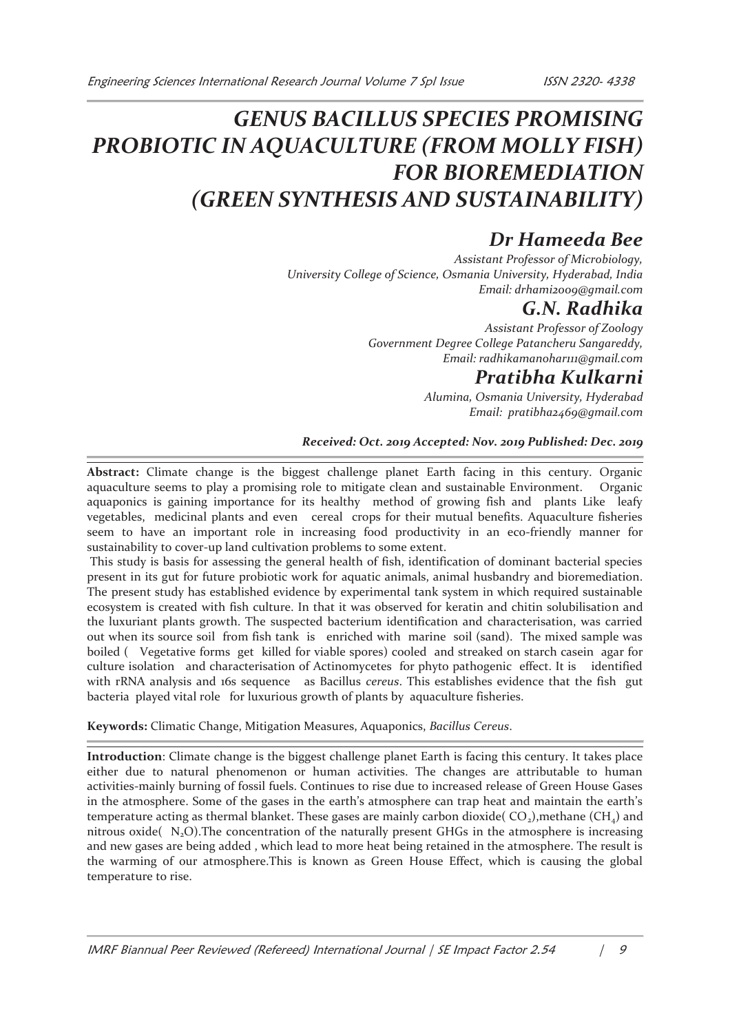# GENUS BACILLUS SPECIES PROMISING PROBIOTIC IN AQUACULTURE (FROM MOLLY FISH) FOR BIOREMEDIATION (GREEN SYNTHESIS AND SUSTAINABILITY)

## Dr Hameeda Bee

*Assistant Professor of Microbiology,*
*University College of Science, Osmania University, Hyderabad, India*
*Email: drhami2009@gmail.com*

## G.N. Radhika

*Assistant Professor of Zoology*
*Government Degree College Patancheru Sangareddy,*
*Email: radhikamanohar111@gmail.com*

## Pratibha Kulkarni

*Alumina, Osmania University, Hyderabad*
*Email: pratibha2469@gmail.com*

***Received: Oct. 2019 Accepted: Nov. 2019 Published: Dec. 2019***

**Abstract:** Climate change is the biggest challenge planet Earth facing in this century. Organic aquaculture seems to play a promising role to mitigate clean and sustainable Environment. Organic aquaponics is gaining importance for its healthy method of growing fish and plants Like leafy vegetables, medicinal plants and even cereal crops for their mutual benefits. Aquaculture fisheries seem to have an important role in increasing food productivity in an eco-friendly manner for sustainability to cover-up land cultivation problems to some extent.

This study is basis for assessing the general health of fish, identification of dominant bacterial species present in its gut for future probiotic work for aquatic animals, animal husbandry and bioremediation. The present study has established evidence by experimental tank system in which required sustainable ecosystem is created with fish culture. In that it was observed for keratin and chitin solubilisation and the luxuriant plants growth. The suspected bacterium identification and characterisation, was carried out when its source soil from fish tank is enriched with marine soil (sand). The mixed sample was boiled ( Vegetative forms get killed for viable spores) cooled and streaked on starch casein agar for culture isolation and characterisation of Actinomycetes for phyto pathogenic effect. It is identified with rRNA analysis and 16s sequence as Bacillus *cereus*. This establishes evidence that the fish gut bacteria played vital role for luxurious growth of plants by aquaculture fisheries.

**Keywords:** Climatic Change, Mitigation Measures, Aquaponics, *Bacillus Cereus*.

**Introduction**: Climate change is the biggest challenge planet Earth is facing this century. It takes place either due to natural phenomenon or human activities. The changes are attributable to human activities-mainly burning of fossil fuels. Continues to rise due to increased release of Green House Gases in the atmosphere. Some of the gases in the earth's atmosphere can trap heat and maintain the earth's temperature acting as thermal blanket. These gases are mainly carbon dioxide( $CO_2$),methane ($CH_4$) and nitrous oxide( $N_2O$).The concentration of the naturally present GHGs in the atmosphere is increasing and new gases are being added , which lead to more heat being retained in the atmosphere. The result is the warming of our atmosphere.This is known as Green House Effect, which is causing the global temperature to rise.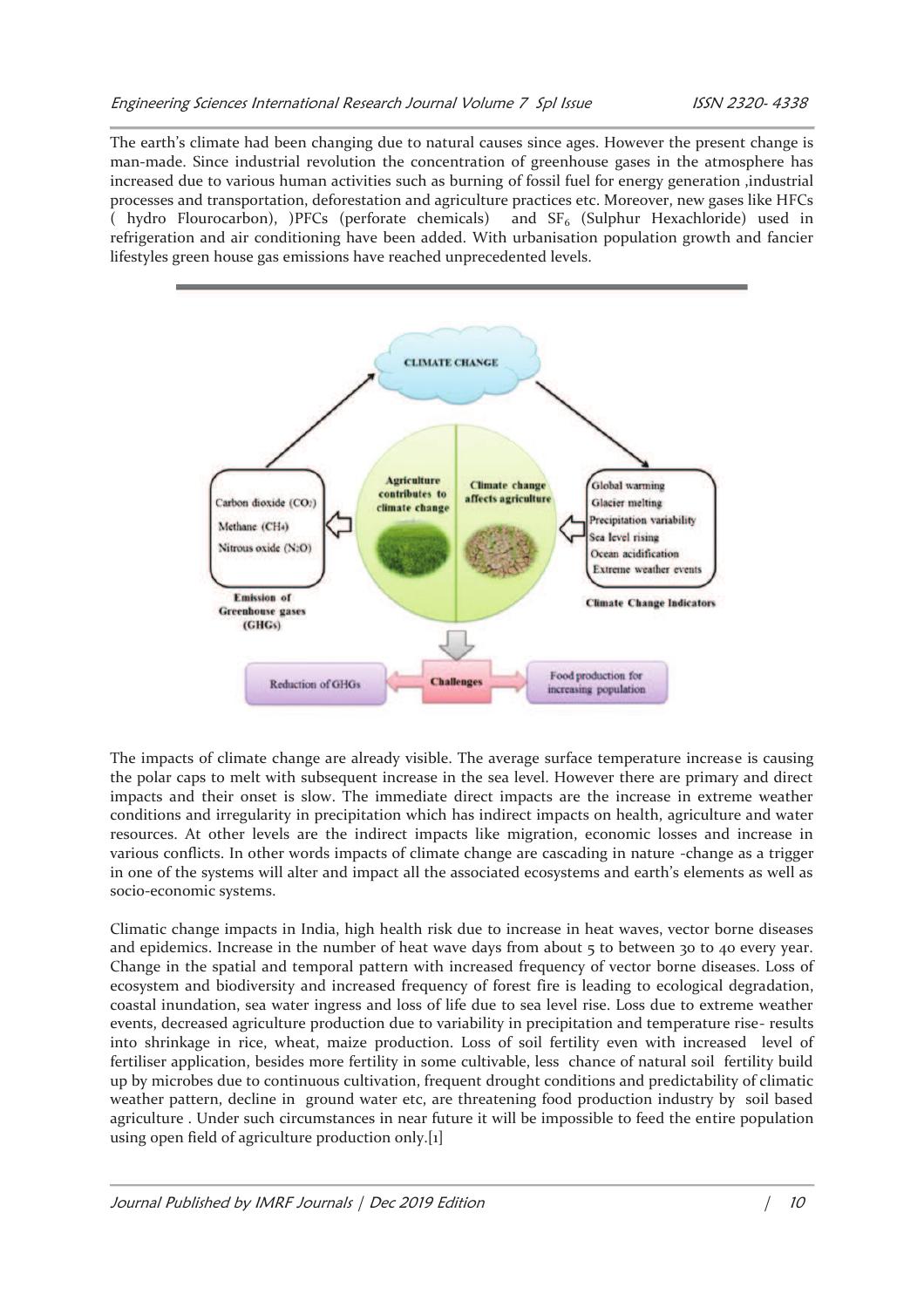The earth's climate had been changing due to natural causes since ages. However the present change is man-made. Since industrial revolution the concentration of greenhouse gases in the atmosphere has increased due to various human activities such as burning of fossil fuel for energy generation ,industrial processes and transportation, deforestation and agriculture practices etc. Moreover, new gases like HFCs ( hydro Flourocarbon), )PFCs (perforate chemicals) and $SF_6$ (Sulphur Hexachloride) used in refrigeration and air conditioning have been added. With urbanisation population growth and fancier lifestyles green house gas emissions have reached unprecedented levels.

The impacts of climate change are already visible. The average surface temperature increase is causing the polar caps to melt with subsequent increase in the sea level. However there are primary and direct impacts and their onset is slow. The immediate direct impacts are the increase in extreme weather conditions and irregularity in precipitation which has indirect impacts on health, agriculture and water resources. At other levels are the indirect impacts like migration, economic losses and increase in various conflicts. In other words impacts of climate change are cascading in nature -change as a trigger in one of the systems will alter and impact all the associated ecosystems and earth's elements as well as socio-economic systems.

Climatic change impacts in India, high health risk due to increase in heat waves, vector borne diseases and epidemics. Increase in the number of heat wave days from about 5 to between 30 to 40 every year. Change in the spatial and temporal pattern with increased frequency of vector borne diseases. Loss of ecosystem and biodiversity and increased frequency of forest fire is leading to ecological degradation, coastal inundation, sea water ingress and loss of life due to sea level rise. Loss due to extreme weather events, decreased agriculture production due to variability in precipitation and temperature rise- results into shrinkage in rice, wheat, maize production. Loss of soil fertility even with increased level of fertiliser application, besides more fertility in some cultivable, less chance of natural soil fertility build up by microbes due to continuous cultivation, frequent drought conditions and predictability of climatic weather pattern, decline in ground water etc, are threatening food production industry by soil based agriculture . Under such circumstances in near future it will be impossible to feed the entire population using open field of agriculture production only.[1]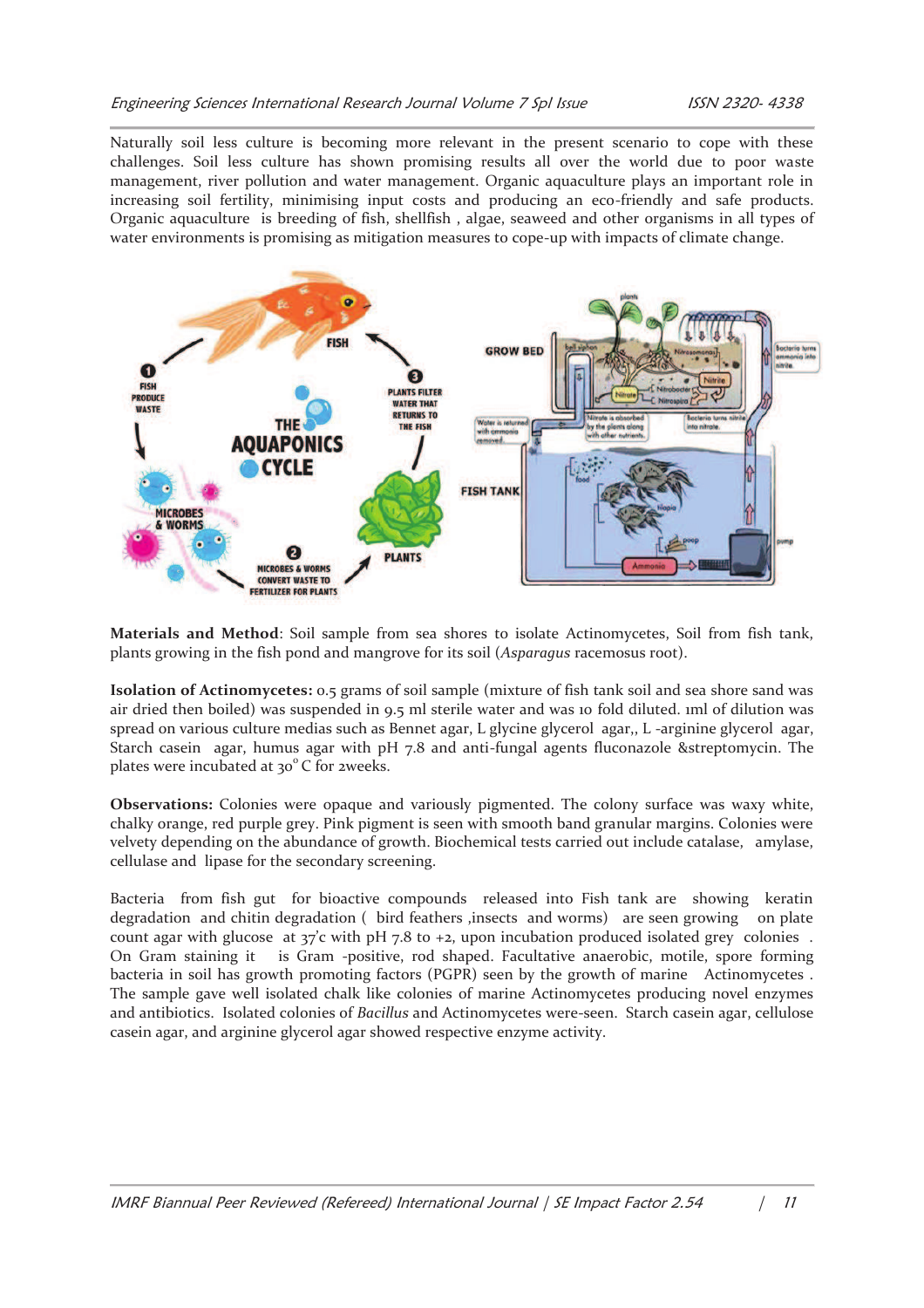Naturally soil less culture is becoming more relevant in the present scenario to cope with these challenges. Soil less culture has shown promising results all over the world due to poor waste management, river pollution and water management. Organic aquaculture plays an important role in increasing soil fertility, minimising input costs and producing an eco-friendly and safe products. Organic aquaculture is breeding of fish, shellfish , algae, seaweed and other organisms in all types of water environments is promising as mitigation measures to cope-up with impacts of climate change.

**Materials and Method**: Soil sample from sea shores to isolate Actinomycetes, Soil from fish tank, plants growing in the fish pond and mangrove for its soil (*Asparagus* racemosus root).

**Isolation of Actinomycetes:** 0.5 grams of soil sample (mixture of fish tank soil and sea shore sand was air dried then boiled) was suspended in 9.5 ml sterile water and was 10 fold diluted. 1ml of dilution was spread on various culture medias such as Bennet agar, L glycine glycerol agar,, L -arginine glycerol agar, Starch casein agar, humus agar with pH 7.8 and anti-fungal agents fluconazole &streptomycin. The plates were incubated at 30° C for 2weeks.

**Observations:** Colonies were opaque and variously pigmented. The colony surface was waxy white, chalky orange, red purple grey. Pink pigment is seen with smooth band granular margins. Colonies were velvety depending on the abundance of growth. Biochemical tests carried out include catalase, amylase, cellulase and lipase for the secondary screening.

Bacteria from fish gut for bioactive compounds released into Fish tank are showing keratin degradation and chitin degradation ( bird feathers ,insects and worms) are seen growing on plate count agar with glucose at 37'c with pH 7.8 to +2, upon incubation produced isolated grey colonies . On Gram staining it is Gram -positive, rod shaped. Facultative anaerobic, motile, spore forming bacteria in soil has growth promoting factors (PGPR) seen by the growth of marine Actinomycetes . The sample gave well isolated chalk like colonies of marine Actinomycetes producing novel enzymes and antibiotics. Isolated colonies of *Bacillus* and Actinomycetes were-seen. Starch casein agar, cellulose casein agar, and arginine glycerol agar showed respective enzyme activity.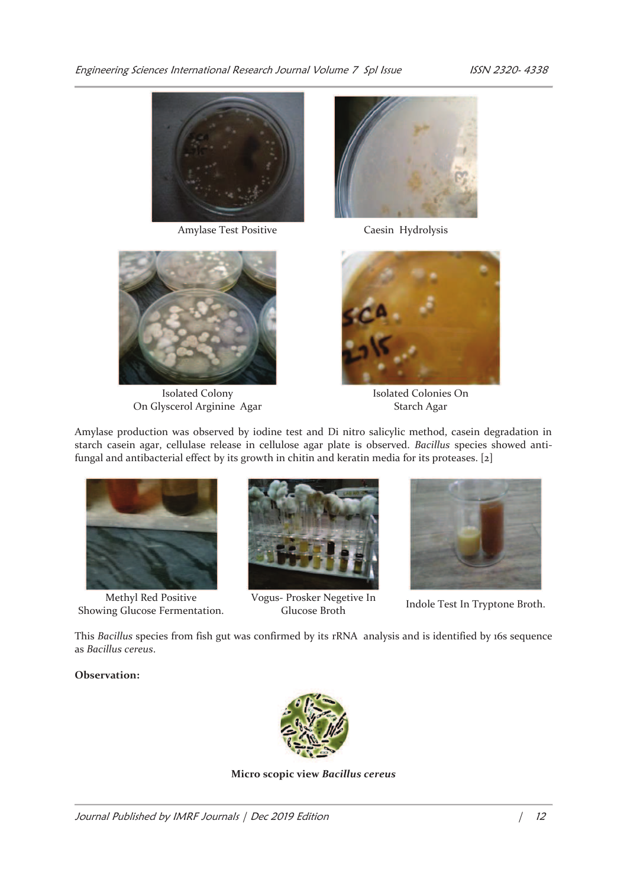Amylase Test Positive

Caesin Hydrolysis

Isolated Colony
On Glyscerol Arginine Agar

Isolated Colonies On
Starch Agar

Amylase production was observed by iodine test and Di nitro salicylic method, casein degradation in starch casein agar, cellulase release in cellulose agar plate is observed. *Bacillus* species showed anti-fungal and antibacterial effect by its growth in chitin and keratin media for its proteases. [2]

Methyl Red Positive
Showing Glucose Fermentation.

Vogus- Prosker Negetive In
Glucose Broth

Indole Test In Tryptone Broth.

This *Bacillus* species from fish gut was confirmed by its rRNA analysis and is identified by 16s sequence as *Bacillus cereus*.

**Observation:**

**Micro scopic view *Bacillus cereus***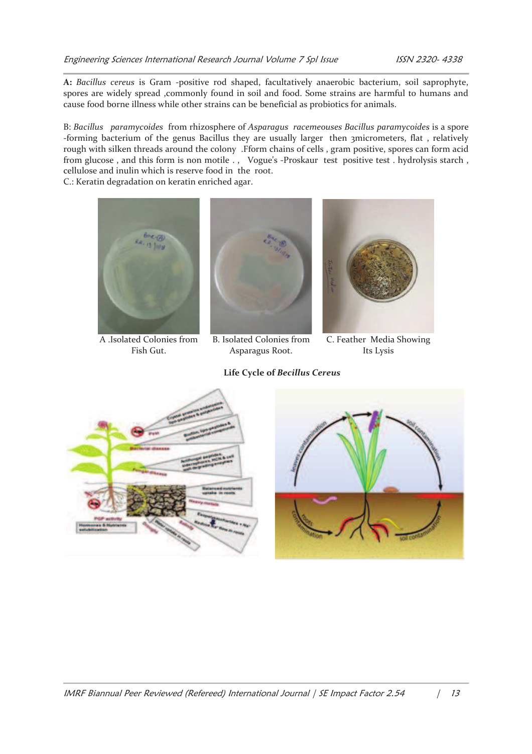**A:** *Bacillus cereus* is Gram -positive rod shaped, facultatively anaerobic bacterium, soil saprophyte, spores are widely spread ,commonly found in soil and food. Some strains are harmful to humans and cause food borne illness while other strains can be beneficial as probiotics for animals.

B: *Bacillus paramycoides* from rhizosphere of *Asparagus racemeouses Bacillus paramycoides* is a spore -forming bacterium of the genus Bacillus they are usually larger then 3micrometers, flat , relatively rough with silken threads around the colony .Fform chains of cells , gram positive, spores can form acid from glucose , and this form is non motile . , Vogue's -Proskaur test positive test . hydrolysis starch , cellulose and inulin which is reserve food in the root.

C.: Keratin degradation on keratin enriched agar.

A .Isolated Colonies from Fish Gut.

B. Isolated Colonies from Asparagus Root.

C. Feather Media Showing Its Lysis

**Life Cycle of *Becillus Cereus***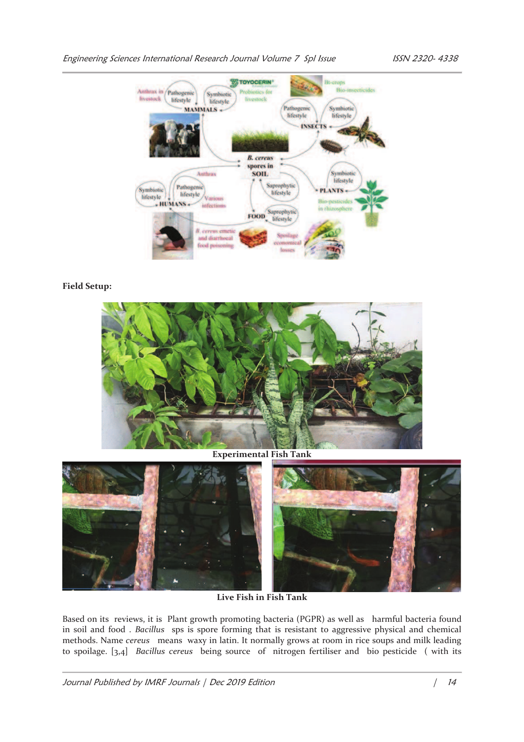**Field Setup:**

Experimental Fish Tank

Live Fish in Fish Tank

Based on its reviews, it is Plant growth promoting bacteria (PGPR) as well as harmful bacteria found in soil and food . *Bacillus* sps is spore forming that is resistant to aggressive physical and chemical methods. Name *cereus* means waxy in latin. It normally grows at room in rice soups and milk leading to spoilage. [3,4] *Bacillus cereus* being source of nitrogen fertiliser and bio pesticide ( with its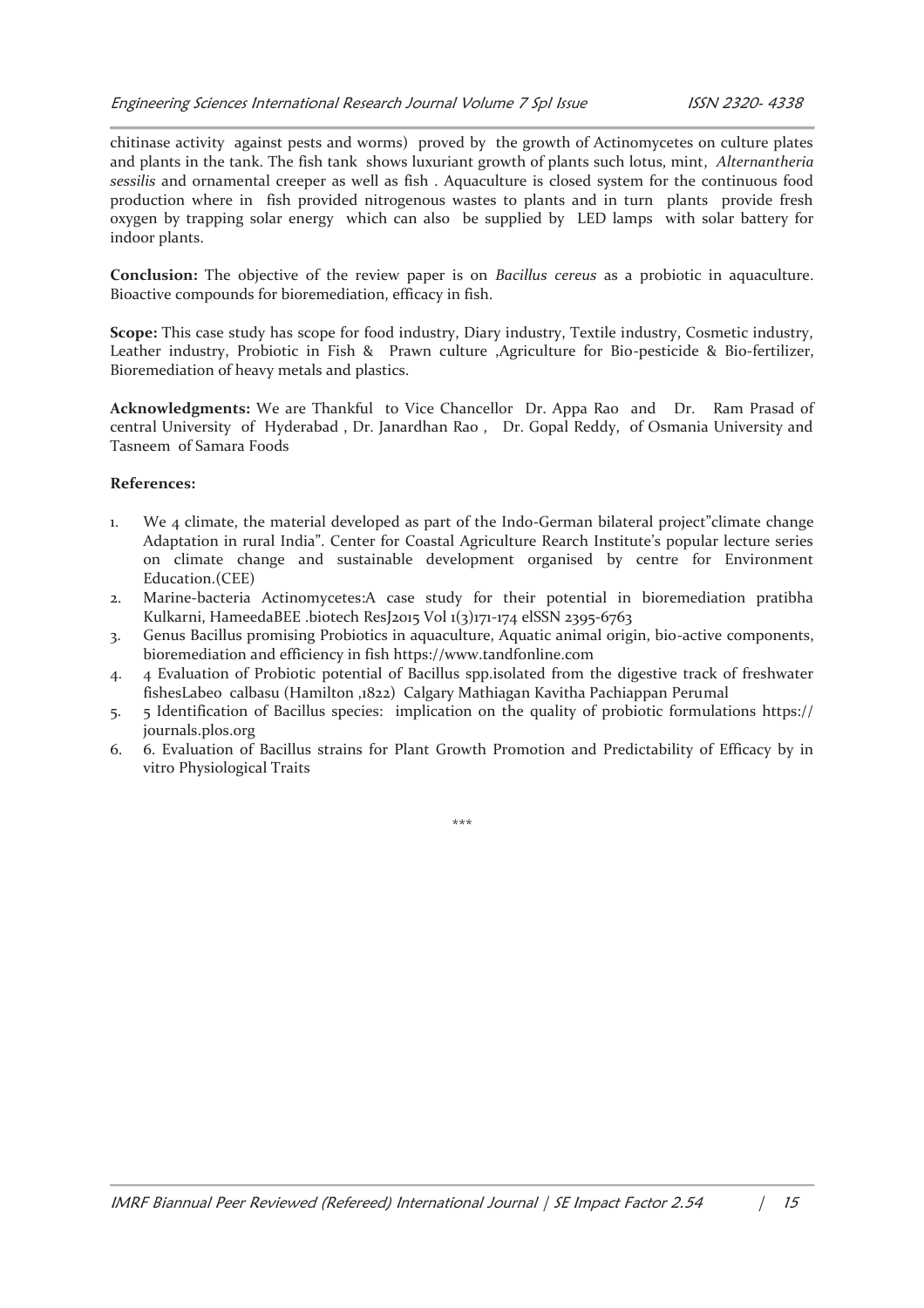chitinase activity against pests and worms) proved by the growth of Actinomycetes on culture plates and plants in the tank. The fish tank shows luxuriant growth of plants such lotus, mint, *Alternantheria sessilis* and ornamental creeper as well as fish . Aquaculture is closed system for the continuous food production where in fish provided nitrogenous wastes to plants and in turn plants provide fresh oxygen by trapping solar energy which can also be supplied by LED lamps with solar battery for indoor plants.

**Conclusion:** The objective of the review paper is on *Bacillus cereus* as a probiotic in aquaculture. Bioactive compounds for bioremediation, efficacy in fish.

**Scope:** This case study has scope for food industry, Diary industry, Textile industry, Cosmetic industry, Leather industry, Probiotic in Fish & Prawn culture ,Agriculture for Bio-pesticide & Bio-fertilizer, Bioremediation of heavy metals and plastics.

**Acknowledgments:** We are Thankful to Vice Chancellor Dr. Appa Rao and Dr. Ram Prasad of central University of Hyderabad , Dr. Janardhan Rao , Dr. Gopal Reddy, of Osmania University and Tasneem of Samara Foods

**References:**

1. We 4 climate, the material developed as part of the Indo-German bilateral project"climate change Adaptation in rural India". Center for Coastal Agriculture Rearch Institute's popular lecture series on climate change and sustainable development organised by centre for Environment Education.(CEE)
2. Marine-bacteria Actinomycetes:A case study for their potential in bioremediation pratibha Kulkarni, HameedaBEE .biotech ResJ2015 Vol 1(3)171-174 eISSN 2395-6763
3. Genus Bacillus promising Probiotics in aquaculture, Aquatic animal origin, bio-active components, bioremediation and efficiency in fish https://www.tandfonline.com
4. 4 Evaluation of Probiotic potential of Bacillus spp.isolated from the digestive track of freshwater fishesLabeo calbasu (Hamilton ,1822) Calgary Mathiagan Kavitha Pachiappan Perumal
5. 5 Identification of Bacillus species: implication on the quality of probiotic formulations https:// journals.plos.org
6. 6. Evaluation of Bacillus strains for Plant Growth Promotion and Predictability of Efficacy by in vitro Physiological Traits

\*\*\*